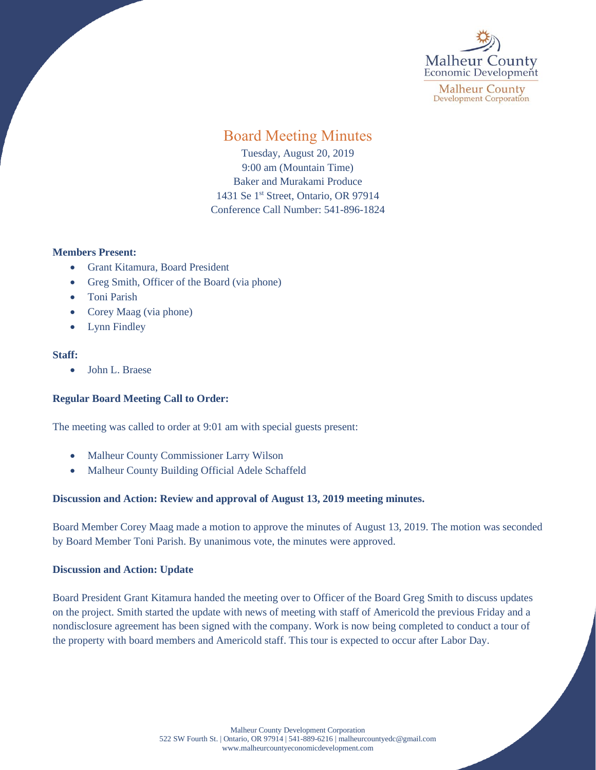Malheur County Economic Development
Malheur County Development Corporation

# Board Meeting Minutes

Tuesday, August 20, 2019
9:00 am (Mountain Time)
Baker and Murakami Produce
1431 Se 1st Street, Ontario, OR 97914
Conference Call Number: 541-896-1824

**Members Present:**

- Grant Kitamura, Board President
- Greg Smith, Officer of the Board (via phone)
- Toni Parish
- Corey Maag (via phone)
- Lynn Findley

**Staff:**

- John L. Braese

**Regular Board Meeting Call to Order:**

The meeting was called to order at 9:01 am with special guests present:

- Malheur County Commissioner Larry Wilson
- Malheur County Building Official Adele Schaffeld

**Discussion and Action: Review and approval of August 13, 2019 meeting minutes.**

Board Member Corey Maag made a motion to approve the minutes of August 13, 2019. The motion was seconded by Board Member Toni Parish. By unanimous vote, the minutes were approved.

**Discussion and Action: Update**

Board President Grant Kitamura handed the meeting over to Officer of the Board Greg Smith to discuss updates on the project. Smith started the update with news of meeting with staff of Americold the previous Friday and a nondisclosure agreement has been signed with the company. Work is now being completed to conduct a tour of the property with board members and Americold staff. This tour is expected to occur after Labor Day.

Malheur County Development Corporation
522 SW Fourth St. | Ontario, OR 97914 | 541-889-6216 | malheurcountyedc@gmail.com
www.malheurcountyeconomicdevelopment.com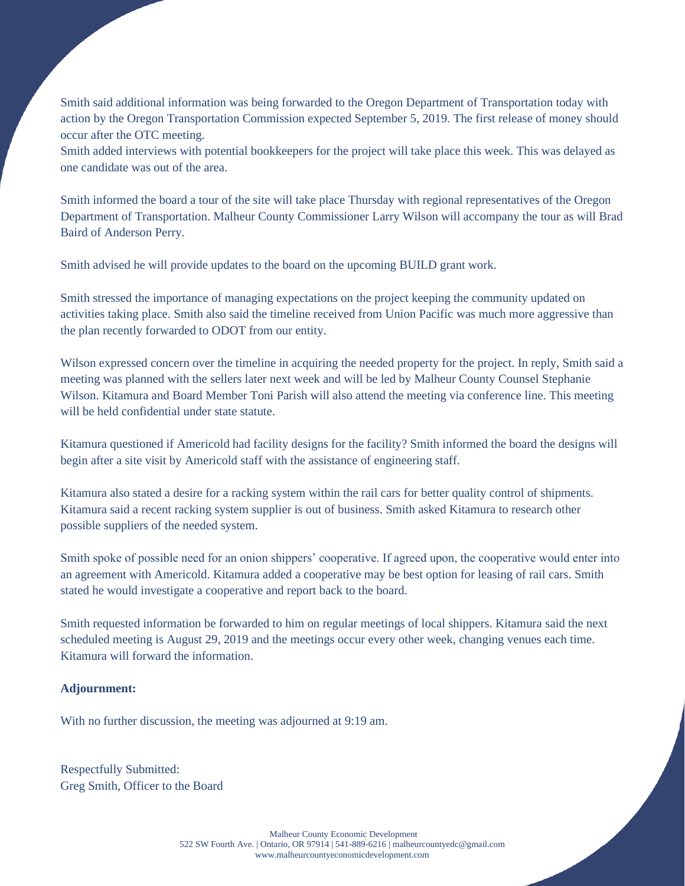Smith said additional information was being forwarded to the Oregon Department of Transportation today with action by the Oregon Transportation Commission expected September 5, 2019. The first release of money should occur after the OTC meeting.
Smith added interviews with potential bookkeepers for the project will take place this week. This was delayed as one candidate was out of the area.

Smith informed the board a tour of the site will take place Thursday with regional representatives of the Oregon Department of Transportation. Malheur County Commissioner Larry Wilson will accompany the tour as will Brad Baird of Anderson Perry.

Smith advised he will provide updates to the board on the upcoming BUILD grant work.

Smith stressed the importance of managing expectations on the project keeping the community updated on activities taking place. Smith also said the timeline received from Union Pacific was much more aggressive than the plan recently forwarded to ODOT from our entity.

Wilson expressed concern over the timeline in acquiring the needed property for the project. In reply, Smith said a meeting was planned with the sellers later next week and will be led by Malheur County Counsel Stephanie Wilson. Kitamura and Board Member Toni Parish will also attend the meeting via conference line. This meeting will be held confidential under state statute.

Kitamura questioned if Americold had facility designs for the facility? Smith informed the board the designs will begin after a site visit by Americold staff with the assistance of engineering staff.

Kitamura also stated a desire for a racking system within the rail cars for better quality control of shipments. Kitamura said a recent racking system supplier is out of business. Smith asked Kitamura to research other possible suppliers of the needed system.

Smith spoke of possible need for an onion shippers' cooperative. If agreed upon, the cooperative would enter into an agreement with Americold. Kitamura added a cooperative may be best option for leasing of rail cars. Smith stated he would investigate a cooperative and report back to the board.

Smith requested information be forwarded to him on regular meetings of local shippers. Kitamura said the next scheduled meeting is August 29, 2019 and the meetings occur every other week, changing venues each time. Kitamura will forward the information.

**Adjournment:**

With no further discussion, the meeting was adjourned at 9:19 am.

Respectfully Submitted:
Greg Smith, Officer to the Board

Malheur County Economic Development
522 SW Fourth Ave. | Ontario, OR 97914 | 541-889-6216 | malheurcountyedc@gmail.com
www.malheurcountyeconomicdevelopment.com